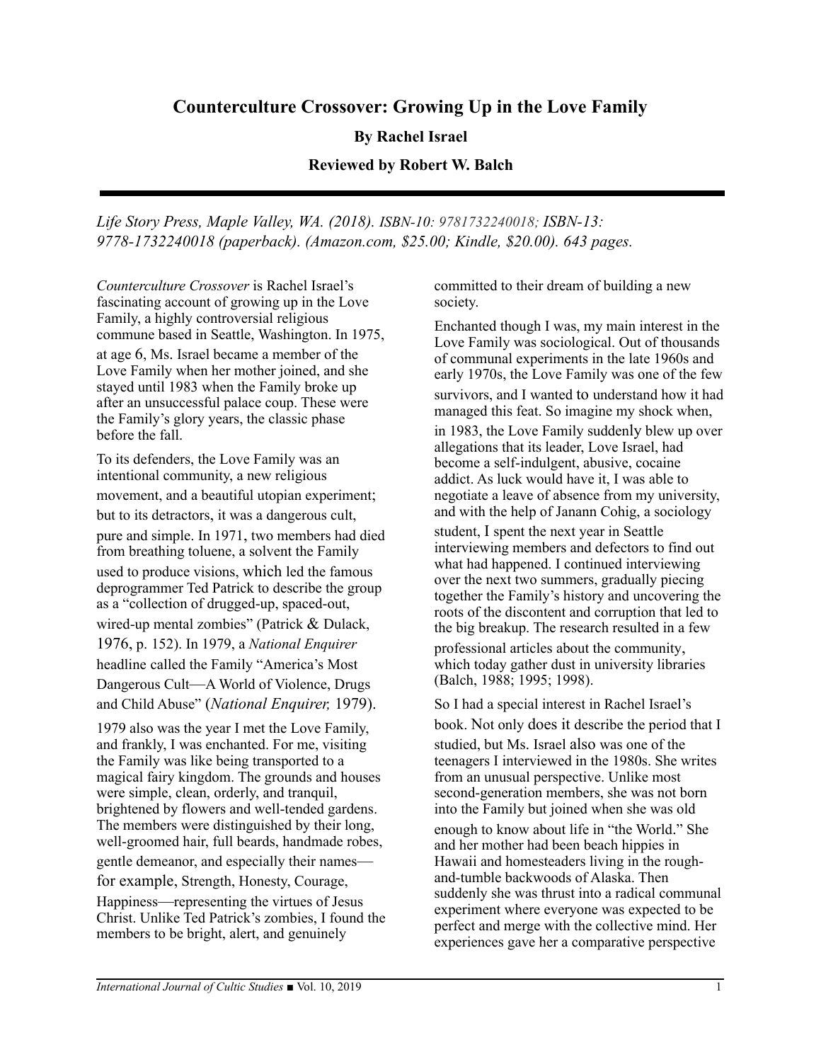# Counterculture Crossover: Growing Up in the Love Family

**By Rachel Israel**

**Reviewed by Robert W. Balch**

---

*Life Story Press, Maple Valley, WA. (2018). ISBN-10: 9781732240018; ISBN-13: 9778-1732240018 (paperback). (Amazon.com, $25.00; Kindle, $20.00). 643 pages.*

*Counterculture Crossover* is Rachel Israel's fascinating account of growing up in the Love Family, a highly controversial religious commune based in Seattle, Washington. In 1975, at age 6, Ms. Israel became a member of the Love Family when her mother joined, and she stayed until 1983 when the Family broke up after an unsuccessful palace coup. These were the Family's glory years, the classic phase before the fall.

To its defenders, the Love Family was an intentional community, a new religious movement, and a beautiful utopian experiment; but to its detractors, it was a dangerous cult, pure and simple. In 1971, two members had died from breathing toluene, a solvent the Family used to produce visions, which led the famous deprogrammer Ted Patrick to describe the group as a "collection of drugged-up, spaced-out, wired-up mental zombies" (Patrick & Dulack, 1976, p. 152). In 1979, a *National Enquirer* headline called the Family "America's Most Dangerous Cult—A World of Violence, Drugs and Child Abuse" (*National Enquirer,* 1979).

1979 also was the year I met the Love Family, and frankly, I was enchanted. For me, visiting the Family was like being transported to a magical fairy kingdom. The grounds and houses were simple, clean, orderly, and tranquil, brightened by flowers and well-tended gardens. The members were distinguished by their long, well-groomed hair, full beards, handmade robes, gentle demeanor, and especially their names—for example, Strength, Honesty, Courage, Happiness—representing the virtues of Jesus Christ. Unlike Ted Patrick's zombies, I found the members to be bright, alert, and genuinely committed to their dream of building a new society.

Enchanted though I was, my main interest in the Love Family was sociological. Out of thousands of communal experiments in the late 1960s and early 1970s, the Love Family was one of the few survivors, and I wanted to understand how it had managed this feat. So imagine my shock when, in 1983, the Love Family suddenly blew up over allegations that its leader, Love Israel, had become a self-indulgent, abusive, cocaine addict. As luck would have it, I was able to negotiate a leave of absence from my university, and with the help of Janann Cohig, a sociology student, I spent the next year in Seattle interviewing members and defectors to find out what had happened. I continued interviewing over the next two summers, gradually piecing together the Family's history and uncovering the roots of the discontent and corruption that led to the big breakup. The research resulted in a few professional articles about the community, which today gather dust in university libraries (Balch, 1988; 1995; 1998).

So I had a special interest in Rachel Israel's book. Not only does it describe the period that I studied, but Ms. Israel also was one of the teenagers I interviewed in the 1980s. She writes from an unusual perspective. Unlike most second-generation members, she was not born into the Family but joined when she was old enough to know about life in "the World." She and her mother had been beach hippies in Hawaii and homesteaders living in the rough-and-tumble backwoods of Alaska. Then suddenly she was thrust into a radical communal experiment where everyone was expected to be perfect and merge with the collective mind. Her experiences gave her a comparative perspective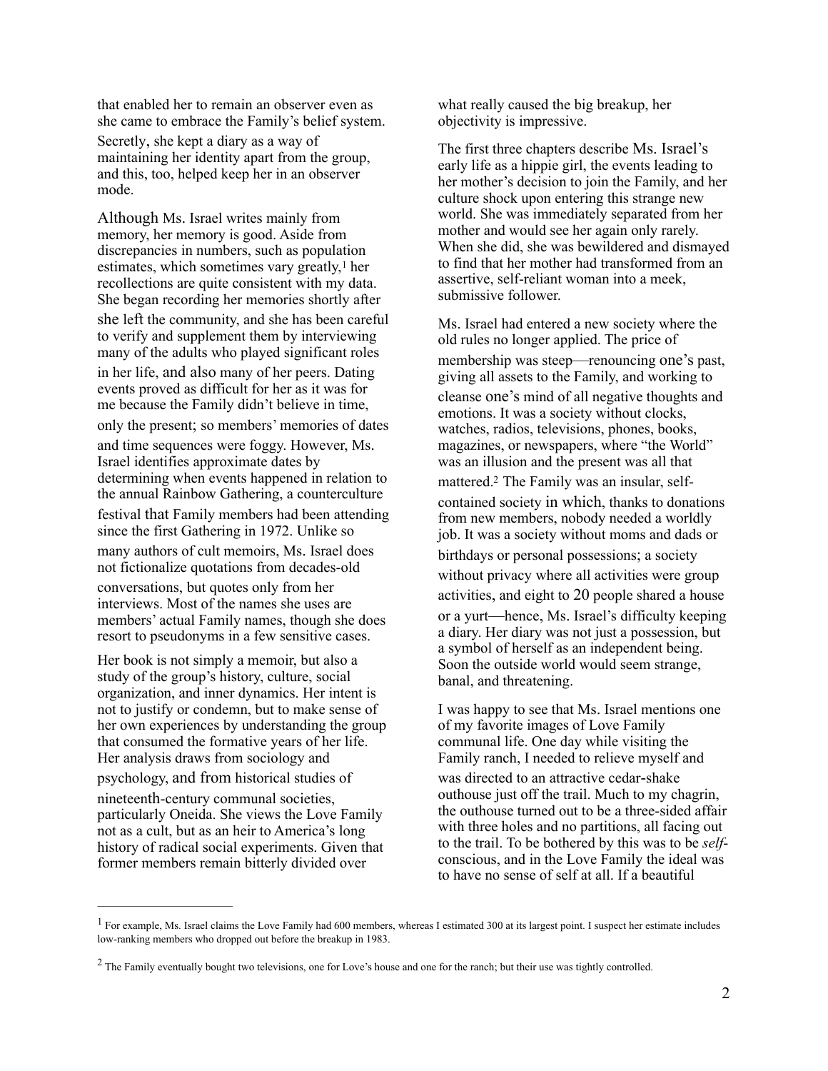that enabled her to remain an observer even as she came to embrace the Family's belief system. Secretly, she kept a diary as a way of maintaining her identity apart from the group, and this, too, helped keep her in an observer mode.

Although Ms. Israel writes mainly from memory, her memory is good. Aside from discrepancies in numbers, such as population estimates, which sometimes vary greatly,[1] her recollections are quite consistent with my data. She began recording her memories shortly after she left the community, and she has been careful to verify and supplement them by interviewing many of the adults who played significant roles in her life, and also many of her peers. Dating events proved as difficult for her as it was for me because the Family didn't believe in time, only the present; so members' memories of dates and time sequences were foggy. However, Ms. Israel identifies approximate dates by determining when events happened in relation to the annual Rainbow Gathering, a counterculture festival that Family members had been attending since the first Gathering in 1972. Unlike so many authors of cult memoirs, Ms. Israel does not fictionalize quotations from decades-old conversations, but quotes only from her interviews. Most of the names she uses are members' actual Family names, though she does resort to pseudonyms in a few sensitive cases.

Her book is not simply a memoir, but also a study of the group's history, culture, social organization, and inner dynamics. Her intent is not to justify or condemn, but to make sense of her own experiences by understanding the group that consumed the formative years of her life. Her analysis draws from sociology and psychology, and from historical studies of nineteenth-century communal societies, particularly Oneida. She views the Love Family not as a cult, but as an heir to America's long history of radical social experiments. Given that former members remain bitterly divided over what really caused the big breakup, her objectivity is impressive.

The first three chapters describe Ms. Israel's early life as a hippie girl, the events leading to her mother's decision to join the Family, and her culture shock upon entering this strange new world. She was immediately separated from her mother and would see her again only rarely. When she did, she was bewildered and dismayed to find that her mother had transformed from an assertive, self-reliant woman into a meek, submissive follower.

Ms. Israel had entered a new society where the old rules no longer applied. The price of membership was steep—renouncing one's past, giving all assets to the Family, and working to cleanse one's mind of all negative thoughts and emotions. It was a society without clocks, watches, radios, televisions, phones, books, magazines, or newspapers, where "the World" was an illusion and the present was all that mattered.[2] The Family was an insular, self-contained society in which, thanks to donations from new members, nobody needed a worldly job. It was a society without moms and dads or birthdays or personal possessions; a society without privacy where all activities were group activities, and eight to 20 people shared a house or a yurt—hence, Ms. Israel's difficulty keeping a diary. Her diary was not just a possession, but a symbol of herself as an independent being. Soon the outside world would seem strange, banal, and threatening.

I was happy to see that Ms. Israel mentions one of my favorite images of Love Family communal life. One day while visiting the Family ranch, I needed to relieve myself and was directed to an attractive cedar-shake outhouse just off the trail. Much to my chagrin, the outhouse turned out to be a three-sided affair with three holes and no partitions, all facing out to the trail. To be bothered by this was to be *self*-conscious, and in the Love Family the ideal was to have no sense of self at all. If a beautiful

---

[1] For example, Ms. Israel claims the Love Family had 600 members, whereas I estimated 300 at its largest point. I suspect her estimate includes low-ranking members who dropped out before the breakup in 1983.

[2] The Family eventually bought two televisions, one for Love's house and one for the ranch; but their use was tightly controlled.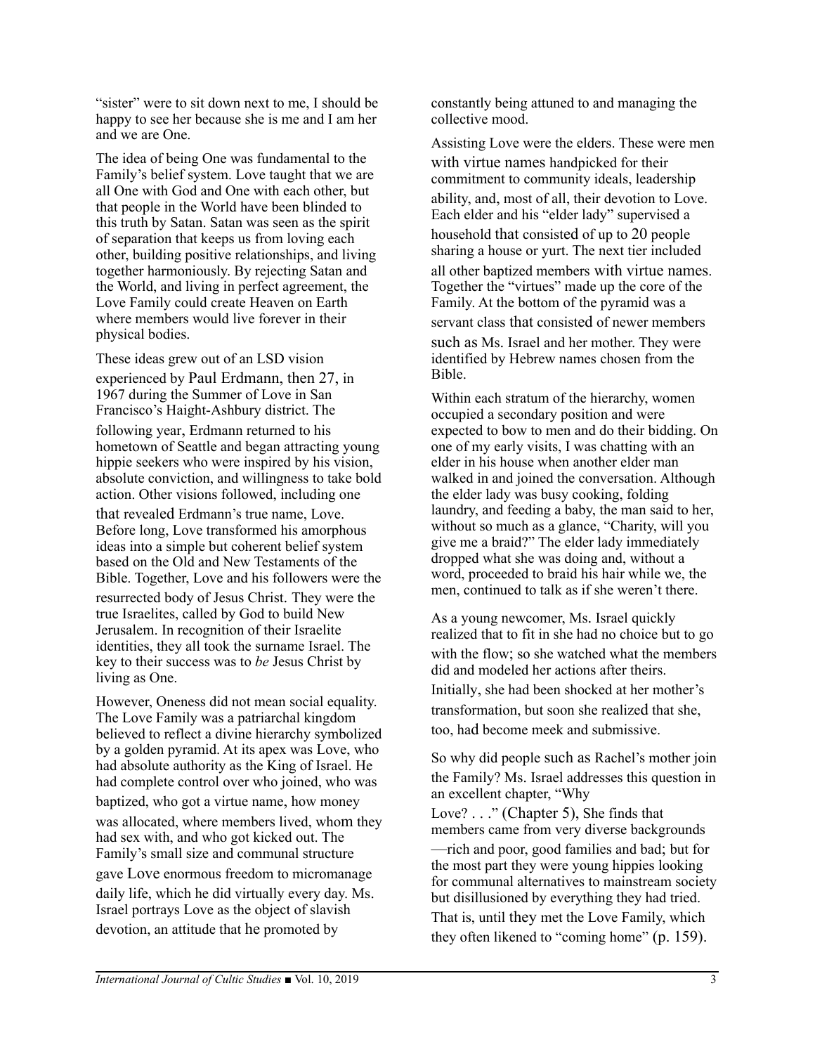"sister" were to sit down next to me, I should be happy to see her because she is me and I am her and we are One.

The idea of being One was fundamental to the Family's belief system. Love taught that we are all One with God and One with each other, but that people in the World have been blinded to this truth by Satan. Satan was seen as the spirit of separation that keeps us from loving each other, building positive relationships, and living together harmoniously. By rejecting Satan and the World, and living in perfect agreement, the Love Family could create Heaven on Earth where members would live forever in their physical bodies.

These ideas grew out of an LSD vision experienced by Paul Erdmann, then 27, in 1967 during the Summer of Love in San Francisco's Haight-Ashbury district. The following year, Erdmann returned to his hometown of Seattle and began attracting young hippie seekers who were inspired by his vision, absolute conviction, and willingness to take bold action. Other visions followed, including one that revealed Erdmann's true name, Love. Before long, Love transformed his amorphous ideas into a simple but coherent belief system based on the Old and New Testaments of the Bible. Together, Love and his followers were the resurrected body of Jesus Christ. They were the true Israelites, called by God to build New Jerusalem. In recognition of their Israelite identities, they all took the surname Israel. The key to their success was to *be* Jesus Christ by living as One.

However, Oneness did not mean social equality. The Love Family was a patriarchal kingdom believed to reflect a divine hierarchy symbolized by a golden pyramid. At its apex was Love, who had absolute authority as the King of Israel. He had complete control over who joined, who was baptized, who got a virtue name, how money was allocated, where members lived, whom they had sex with, and who got kicked out. The Family's small size and communal structure gave Love enormous freedom to micromanage daily life, which he did virtually every day. Ms. Israel portrays Love as the object of slavish devotion, an attitude that he promoted by constantly being attuned to and managing the collective mood.

Assisting Love were the elders. These were men with virtue names handpicked for their commitment to community ideals, leadership ability, and, most of all, their devotion to Love. Each elder and his "elder lady" supervised a household that consisted of up to 20 people sharing a house or yurt. The next tier included all other baptized members with virtue names. Together the "virtues" made up the core of the Family. At the bottom of the pyramid was a servant class that consisted of newer members such as Ms. Israel and her mother. They were identified by Hebrew names chosen from the Bible.

Within each stratum of the hierarchy, women occupied a secondary position and were expected to bow to men and do their bidding. On one of my early visits, I was chatting with an elder in his house when another elder man walked in and joined the conversation. Although the elder lady was busy cooking, folding laundry, and feeding a baby, the man said to her, without so much as a glance, "Charity, will you give me a braid?" The elder lady immediately dropped what she was doing and, without a word, proceeded to braid his hair while we, the men, continued to talk as if she weren't there.

As a young newcomer, Ms. Israel quickly realized that to fit in she had no choice but to go with the flow; so she watched what the members did and modeled her actions after theirs. Initially, she had been shocked at her mother's transformation, but soon she realized that she, too, had become meek and submissive.

So why did people such as Rachel's mother join the Family? Ms. Israel addresses this question in an excellent chapter, "Why Love? . . ." (Chapter 5), She finds that members came from very diverse backgrounds—rich and poor, good families and bad; but for the most part they were young hippies looking for communal alternatives to mainstream society but disillusioned by everything they had tried. That is, until they met the Love Family, which they often likened to "coming home" (p. 159).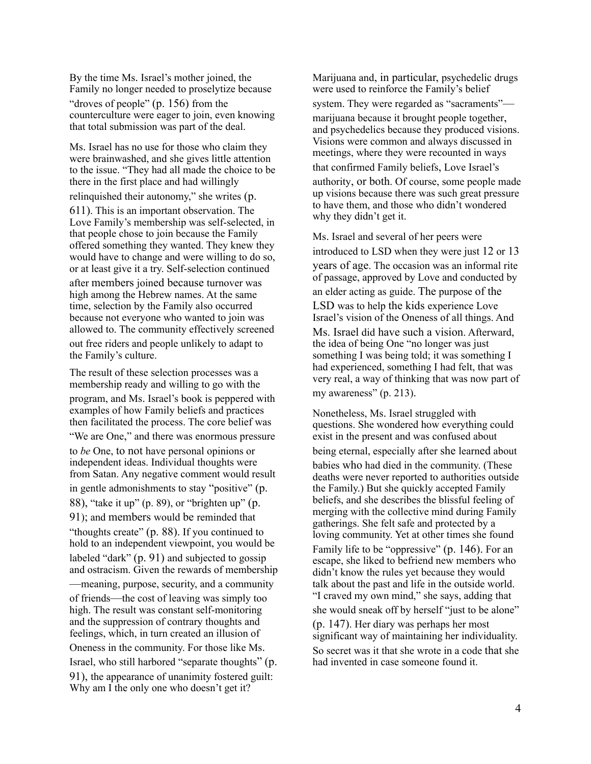By the time Ms. Israel's mother joined, the Family no longer needed to proselytize because "droves of people" (p. 156) from the counterculture were eager to join, even knowing that total submission was part of the deal.

Ms. Israel has no use for those who claim they were brainwashed, and she gives little attention to the issue. "They had all made the choice to be there in the first place and had willingly relinquished their autonomy," she writes (p. 611). This is an important observation. The Love Family's membership was self-selected, in that people chose to join because the Family offered something they wanted. They knew they would have to change and were willing to do so, or at least give it a try. Self-selection continued after members joined because turnover was high among the Hebrew names. At the same time, selection by the Family also occurred because not everyone who wanted to join was allowed to. The community effectively screened out free riders and people unlikely to adapt to the Family's culture.

The result of these selection processes was a membership ready and willing to go with the program, and Ms. Israel's book is peppered with examples of how Family beliefs and practices then facilitated the process. The core belief was "We are One," and there was enormous pressure to *be* One, to not have personal opinions or independent ideas. Individual thoughts were from Satan. Any negative comment would result in gentle admonishments to stay "positive" (p. 88), "take it up" (p. 89), or "brighten up" (p. 91); and members would be reminded that "thoughts create" (p. 88). If you continued to hold to an independent viewpoint, you would be labeled "dark" (p. 91) and subjected to gossip and ostracism. Given the rewards of membership—meaning, purpose, security, and a community of friends—the cost of leaving was simply too high. The result was constant self-monitoring and the suppression of contrary thoughts and feelings, which, in turn created an illusion of Oneness in the community. For those like Ms. Israel, who still harbored "separate thoughts" (p. 91), the appearance of unanimity fostered guilt: Why am I the only one who doesn't get it?

Marijuana and, in particular, psychedelic drugs were used to reinforce the Family's belief system. They were regarded as "sacraments"—marijuana because it brought people together, and psychedelics because they produced visions. Visions were common and always discussed in meetings, where they were recounted in ways that confirmed Family beliefs, Love Israel's authority, or both. Of course, some people made up visions because there was such great pressure to have them, and those who didn't wondered why they didn't get it.

Ms. Israel and several of her peers were introduced to LSD when they were just 12 or 13 years of age. The occasion was an informal rite of passage, approved by Love and conducted by an elder acting as guide. The purpose of the LSD was to help the kids experience Love Israel's vision of the Oneness of all things. And Ms. Israel did have such a vision. Afterward, the idea of being One "no longer was just something I was being told; it was something I had experienced, something I had felt, that was very real, a way of thinking that was now part of my awareness" (p. 213).

Nonetheless, Ms. Israel struggled with questions. She wondered how everything could exist in the present and was confused about being eternal, especially after she learned about babies who had died in the community. (These deaths were never reported to authorities outside the Family.) But she quickly accepted Family beliefs, and she describes the blissful feeling of merging with the collective mind during Family gatherings. She felt safe and protected by a loving community. Yet at other times she found Family life to be "oppressive" (p. 146). For an escape, she liked to befriend new members who didn't know the rules yet because they would talk about the past and life in the outside world. "I craved my own mind," she says, adding that she would sneak off by herself "just to be alone" (p. 147). Her diary was perhaps her most significant way of maintaining her individuality. So secret was it that she wrote in a code that she had invented in case someone found it.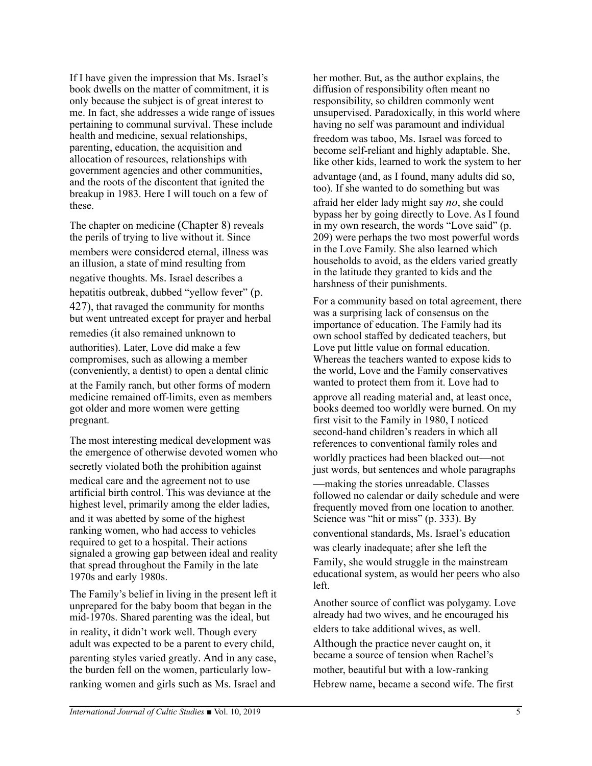If I have given the impression that Ms. Israel's book dwells on the matter of commitment, it is only because the subject is of great interest to me. In fact, she addresses a wide range of issues pertaining to communal survival. These include health and medicine, sexual relationships, parenting, education, the acquisition and allocation of resources, relationships with government agencies and other communities, and the roots of the discontent that ignited the breakup in 1983. Here I will touch on a few of these.

The chapter on medicine (Chapter 8) reveals the perils of trying to live without it. Since members were considered eternal, illness was an illusion, a state of mind resulting from negative thoughts. Ms. Israel describes a hepatitis outbreak, dubbed "yellow fever" (p. 427), that ravaged the community for months but went untreated except for prayer and herbal remedies (it also remained unknown to authorities). Later, Love did make a few compromises, such as allowing a member (conveniently, a dentist) to open a dental clinic at the Family ranch, but other forms of modern medicine remained off-limits, even as members got older and more women were getting pregnant.

The most interesting medical development was the emergence of otherwise devoted women who secretly violated both the prohibition against medical care and the agreement not to use artificial birth control. This was deviance at the highest level, primarily among the elder ladies, and it was abetted by some of the highest ranking women, who had access to vehicles required to get to a hospital. Their actions signaled a growing gap between ideal and reality that spread throughout the Family in the late 1970s and early 1980s.

The Family's belief in living in the present left it unprepared for the baby boom that began in the mid-1970s. Shared parenting was the ideal, but in reality, it didn't work well. Though every adult was expected to be a parent to every child, parenting styles varied greatly. And in any case, the burden fell on the women, particularly low-ranking women and girls such as Ms. Israel and her mother. But, as the author explains, the diffusion of responsibility often meant no responsibility, so children commonly went unsupervised. Paradoxically, in this world where having no self was paramount and individual freedom was taboo, Ms. Israel was forced to become self-reliant and highly adaptable. She, like other kids, learned to work the system to her advantage (and, as I found, many adults did so, too). If she wanted to do something but was afraid her elder lady might say *no*, she could bypass her by going directly to Love. As I found in my own research, the words "Love said" (p. 209) were perhaps the two most powerful words in the Love Family. She also learned which households to avoid, as the elders varied greatly in the latitude they granted to kids and the harshness of their punishments.

For a community based on total agreement, there was a surprising lack of consensus on the importance of education. The Family had its own school staffed by dedicated teachers, but Love put little value on formal education. Whereas the teachers wanted to expose kids to the world, Love and the Family conservatives wanted to protect them from it. Love had to approve all reading material and, at least once, books deemed too worldly were burned. On my first visit to the Family in 1980, I noticed second-hand children's readers in which all references to conventional family roles and worldly practices had been blacked out—not just words, but sentences and whole paragraphs—making the stories unreadable. Classes followed no calendar or daily schedule and were frequently moved from one location to another. Science was "hit or miss" (p. 333). By conventional standards, Ms. Israel's education was clearly inadequate; after she left the Family, she would struggle in the mainstream educational system, as would her peers who also left.

Another source of conflict was polygamy. Love already had two wives, and he encouraged his elders to take additional wives, as well. Although the practice never caught on, it became a source of tension when Rachel's mother, beautiful but with a low-ranking Hebrew name, became a second wife. The first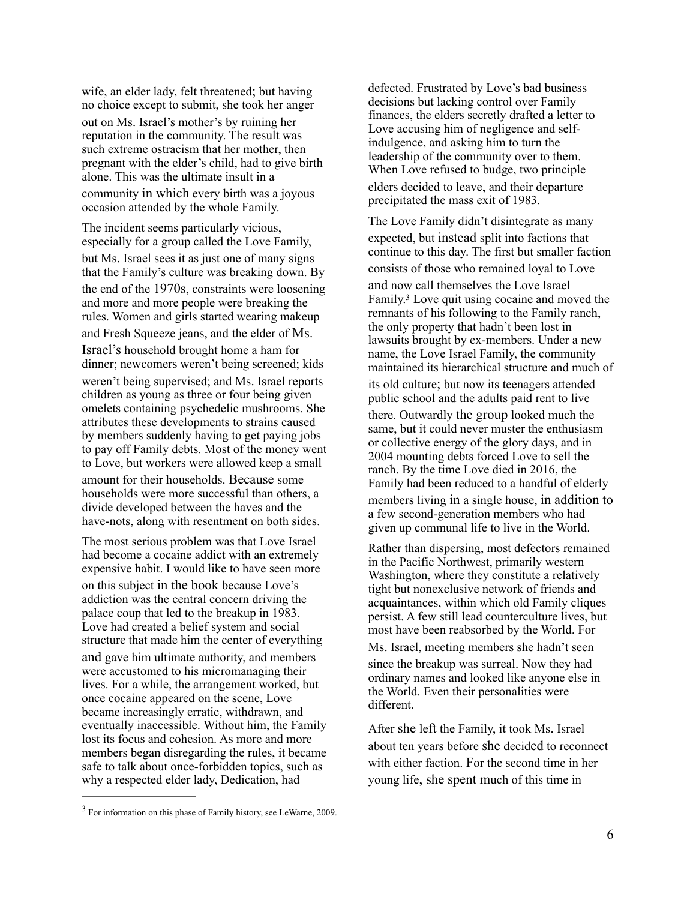wife, an elder lady, felt threatened; but having no choice except to submit, she took her anger out on Ms. Israel's mother's by ruining her reputation in the community. The result was such extreme ostracism that her mother, then pregnant with the elder's child, had to give birth alone. This was the ultimate insult in a community in which every birth was a joyous occasion attended by the whole Family.

The incident seems particularly vicious, especially for a group called the Love Family, but Ms. Israel sees it as just one of many signs that the Family's culture was breaking down. By the end of the 1970s, constraints were loosening and more and more people were breaking the rules. Women and girls started wearing makeup and Fresh Squeeze jeans, and the elder of Ms. Israel's household brought home a ham for dinner; newcomers weren't being screened; kids weren't being supervised; and Ms. Israel reports children as young as three or four being given omelets containing psychedelic mushrooms. She attributes these developments to strains caused by members suddenly having to get paying jobs to pay off Family debts. Most of the money went to Love, but workers were allowed keep a small amount for their households. Because some households were more successful than others, a divide developed between the haves and the have-nots, along with resentment on both sides.

The most serious problem was that Love Israel had become a cocaine addict with an extremely expensive habit. I would like to have seen more on this subject in the book because Love's addiction was the central concern driving the palace coup that led to the breakup in 1983. Love had created a belief system and social structure that made him the center of everything and gave him ultimate authority, and members were accustomed to his micromanaging their lives. For a while, the arrangement worked, but once cocaine appeared on the scene, Love became increasingly erratic, withdrawn, and eventually inaccessible. Without him, the Family lost its focus and cohesion. As more and more members began disregarding the rules, it became safe to talk about once-forbidden topics, such as why a respected elder lady, Dedication, had defected. Frustrated by Love's bad business decisions but lacking control over Family finances, the elders secretly drafted a letter to Love accusing him of negligence and self-indulgence, and asking him to turn the leadership of the community over to them. When Love refused to budge, two principle elders decided to leave, and their departure precipitated the mass exit of 1983.

The Love Family didn't disintegrate as many expected, but instead split into factions that continue to this day. The first but smaller faction consists of those who remained loyal to Love and now call themselves the Love Israel Family.[3] Love quit using cocaine and moved the remnants of his following to the Family ranch, the only property that hadn't been lost in lawsuits brought by ex-members. Under a new name, the Love Israel Family, the community maintained its hierarchical structure and much of its old culture; but now its teenagers attended public school and the adults paid rent to live there. Outwardly the group looked much the same, but it could never muster the enthusiasm or collective energy of the glory days, and in 2004 mounting debts forced Love to sell the ranch. By the time Love died in 2016, the Family had been reduced to a handful of elderly members living in a single house, in addition to a few second-generation members who had given up communal life to live in the World.

Rather than dispersing, most defectors remained in the Pacific Northwest, primarily western Washington, where they constitute a relatively tight but nonexclusive network of friends and acquaintances, within which old Family cliques persist. A few still lead counterculture lives, but most have been reabsorbed by the World. For Ms. Israel, meeting members she hadn't seen since the breakup was surreal. Now they had ordinary names and looked like anyone else in the World. Even their personalities were different.

After she left the Family, it took Ms. Israel about ten years before she decided to reconnect with either faction. For the second time in her young life, she spent much of this time in

[3] For information on this phase of Family history, see LeWarne, 2009.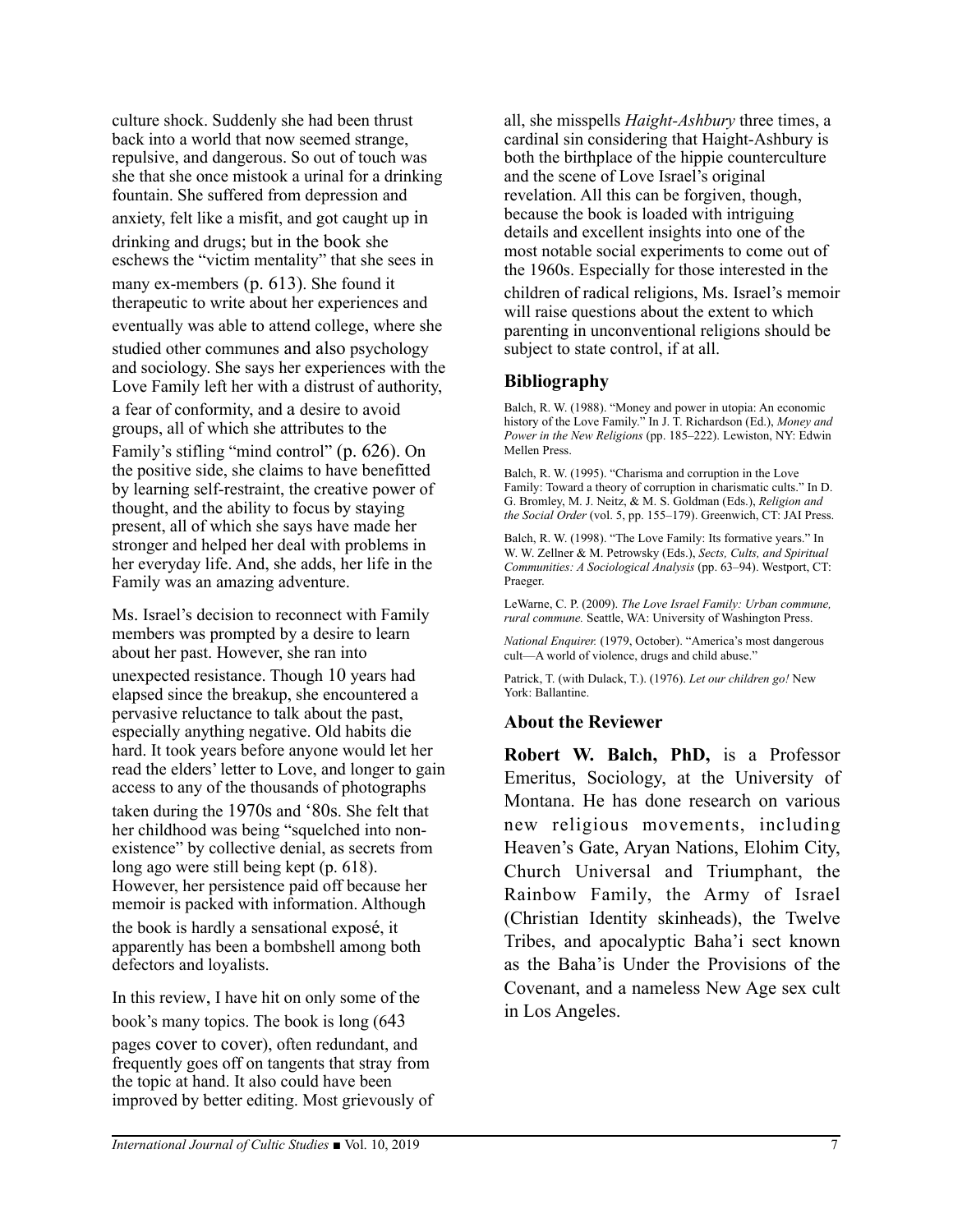culture shock. Suddenly she had been thrust back into a world that now seemed strange, repulsive, and dangerous. So out of touch was she that she once mistook a urinal for a drinking fountain. She suffered from depression and anxiety, felt like a misfit, and got caught up in drinking and drugs; but in the book she eschews the "victim mentality" that she sees in many ex-members (p. 613). She found it therapeutic to write about her experiences and eventually was able to attend college, where she studied other communes and also psychology and sociology. She says her experiences with the Love Family left her with a distrust of authority, a fear of conformity, and a desire to avoid groups, all of which she attributes to the Family's stifling "mind control" (p. 626). On the positive side, she claims to have benefitted by learning self-restraint, the creative power of thought, and the ability to focus by staying present, all of which she says have made her stronger and helped her deal with problems in her everyday life. And, she adds, her life in the Family was an amazing adventure.

Ms. Israel's decision to reconnect with Family members was prompted by a desire to learn about her past. However, she ran into unexpected resistance. Though 10 years had elapsed since the breakup, she encountered a pervasive reluctance to talk about the past, especially anything negative. Old habits die hard. It took years before anyone would let her read the elders' letter to Love, and longer to gain access to any of the thousands of photographs taken during the 1970s and '80s. She felt that her childhood was being "squelched into non-existence" by collective denial, as secrets from long ago were still being kept (p. 618). However, her persistence paid off because her memoir is packed with information. Although the book is hardly a sensational exposé, it apparently has been a bombshell among both defectors and loyalists.

In this review, I have hit on only some of the book's many topics. The book is long (643 pages cover to cover), often redundant, and frequently goes off on tangents that stray from the topic at hand. It also could have been improved by better editing. Most grievously of all, she misspells *Haight-Ashbury* three times, a cardinal sin considering that Haight-Ashbury is both the birthplace of the hippie counterculture and the scene of Love Israel's original revelation. All this can be forgiven, though, because the book is loaded with intriguing details and excellent insights into one of the most notable social experiments to come out of the 1960s. Especially for those interested in the children of radical religions, Ms. Israel's memoir will raise questions about the extent to which parenting in unconventional religions should be subject to state control, if at all.

## Bibliography

Balch, R. W. (1988). "Money and power in utopia: An economic history of the Love Family." In J. T. Richardson (Ed.), *Money and Power in the New Religions* (pp. 185–222). Lewiston, NY: Edwin Mellen Press.

Balch, R. W. (1995). "Charisma and corruption in the Love Family: Toward a theory of corruption in charismatic cults." In D. G. Bromley, M. J. Neitz, & M. S. Goldman (Eds.), *Religion and the Social Order* (vol. 5, pp. 155–179). Greenwich, CT: JAI Press.

Balch, R. W. (1998). "The Love Family: Its formative years." In W. W. Zellner & M. Petrowsky (Eds.), *Sects, Cults, and Spiritual Communities: A Sociological Analysis* (pp. 63–94). Westport, CT: Praeger.

LeWarne, C. P. (2009). *The Love Israel Family: Urban commune, rural commune.* Seattle, WA: University of Washington Press.

*National Enquirer.* (1979, October). "America's most dangerous cult—A world of violence, drugs and child abuse."

Patrick, T. (with Dulack, T.). (1976). *Let our children go!* New York: Ballantine.

## About the Reviewer

**Robert W. Balch, PhD,** is a Professor Emeritus, Sociology, at the University of Montana. He has done research on various new religious movements, including Heaven's Gate, Aryan Nations, Elohim City, Church Universal and Triumphant, the Rainbow Family, the Army of Israel (Christian Identity skinheads), the Twelve Tribes, and apocalyptic Baha'i sect known as the Baha'is Under the Provisions of the Covenant, and a nameless New Age sex cult in Los Angeles.